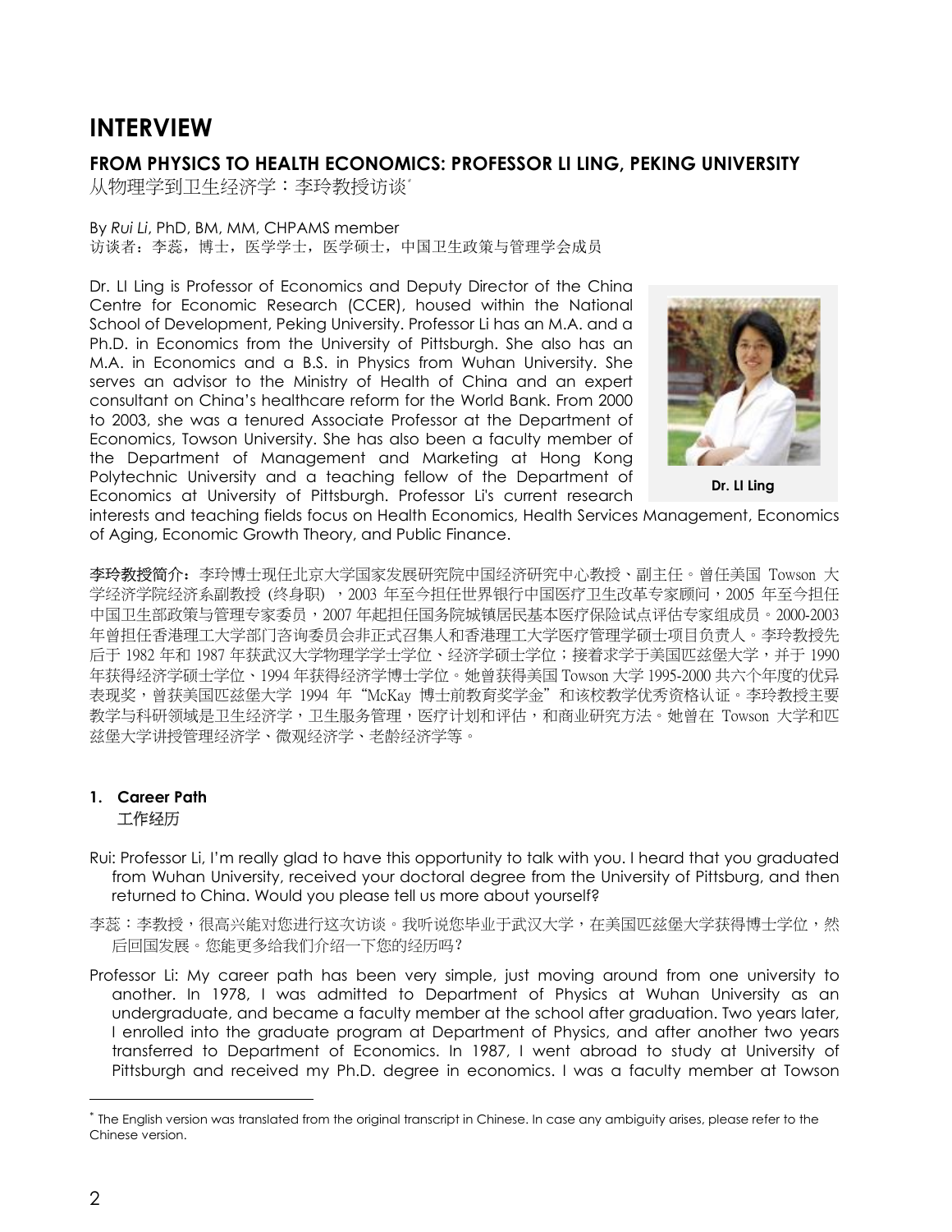# INTERVIEW

## FROM PHYSICS TO HEALTH ECONOMICS: PROFESSOR LI LING, PEKING UNIVERSITY

从物理学到卫生经济学：李玲教授访谈*

By *Rui Li*, PhD, BM, MM, CHPAMS member

访谈者：李蕊，博士，医学学士，医学硕士，中国卫生政策与管理学会成员

Dr. LI Ling is Professor of Economics and Deputy Director of the China Centre for Economic Research (CCER), housed within the National School of Development, Peking University. Professor Li has an M.A. and a Ph.D. in Economics from the University of Pittsburgh. She also has an M.A. in Economics and a B.S. in Physics from Wuhan University. She serves an advisor to the Ministry of Health of China and an expert consultant on China's healthcare reform for the World Bank. From 2000 to 2003, she was a tenured Associate Professor at the Department of Economics, Towson University. She has also been a faculty member of the Department of Management and Marketing at Hong Kong Polytechnic University and a teaching fellow of the Department of Economics at University of Pittsburgh. Professor Li's current research interests and teaching fields focus on Health Economics, Health Services Management, Economics of Aging, Economic Growth Theory, and Public Finance.

**Dr. LI Ling**

**李玲教授简介：**李玲博士现任北京大学国家发展研究院中国经济研究中心教授、副主任。曾任美国 Towson 大学经济学院经济系副教授 (终身职) ，2003 年至今担任世界银行中国医疗卫生改革专家顾问，2005 年至今担任中国卫生部政策与管理专家委员，2007 年起担任国务院城镇居民基本医疗保险试点评估专家组成员。2000-2003 年曾担任香港理工大学部门咨询委员会非正式召集人和香港理工大学医疗管理学硕士项目负责人。李玲教授先后于 1982 年和 1987 年获武汉大学物理学学士学位、经济学硕士学位；接着求学于美国匹兹堡大学，并于 1990 年获得经济学硕士学位、1994 年获得经济学博士学位。她曾获得美国 Towson 大学 1995-2000 共六个年度的优异表现奖，曾获美国匹兹堡大学 1994 年"McKay 博士前教育奖学金"和该校教学优秀资格认证。李玲教授主要教学与科研领域是卫生经济学，卫生服务管理，医疗计划和评估，和商业研究方法。她曾在 Towson 大学和匹兹堡大学讲授管理经济学、微观经济学、老龄经济学等。

### 1. Career Path

工作经历

Rui: Professor Li, I'm really glad to have this opportunity to talk with you. I heard that you graduated from Wuhan University, received your doctoral degree from the University of Pittsburg, and then returned to China. Would you please tell us more about yourself?

李蕊：李教授，很高兴能对您进行这次访谈。我听说您毕业于武汉大学，在美国匹兹堡大学获得博士学位，然后回国发展。您能更多给我们介绍一下您的经历吗？

Professor Li: My career path has been very simple, just moving around from one university to another. In 1978, I was admitted to Department of Physics at Wuhan University as an undergraduate, and became a faculty member at the school after graduation. Two years later, I enrolled into the graduate program at Department of Physics, and after another two years transferred to Department of Economics. In 1987, I went abroad to study at University of Pittsburgh and received my Ph.D. degree in economics. I was a faculty member at Towson

---

* The English version was translated from the original transcript in Chinese. In case any ambiguity arises, please refer to the Chinese version.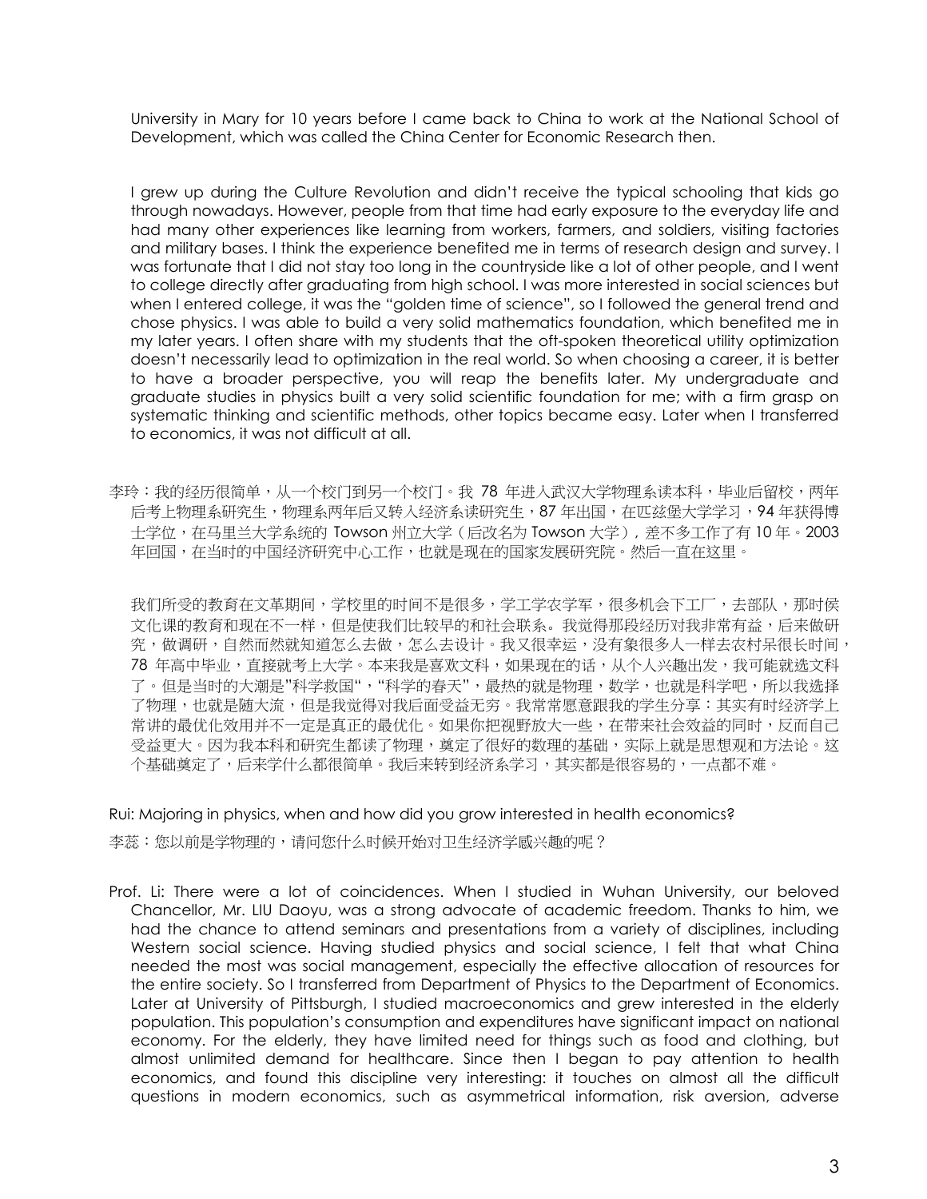University in Mary for 10 years before I came back to China to work at the National School of Development, which was called the China Center for Economic Research then.

I grew up during the Culture Revolution and didn't receive the typical schooling that kids go through nowadays. However, people from that time had early exposure to the everyday life and had many other experiences like learning from workers, farmers, and soldiers, visiting factories and military bases. I think the experience benefited me in terms of research design and survey. I was fortunate that I did not stay too long in the countryside like a lot of other people, and I went to college directly after graduating from high school. I was more interested in social sciences but when I entered college, it was the "golden time of science", so I followed the general trend and chose physics. I was able to build a very solid mathematics foundation, which benefited me in my later years. I often share with my students that the oft-spoken theoretical utility optimization doesn't necessarily lead to optimization in the real world. So when choosing a career, it is better to have a broader perspective, you will reap the benefits later. My undergraduate and graduate studies in physics built a very solid scientific foundation for me; with a firm grasp on systematic thinking and scientific methods, other topics became easy. Later when I transferred to economics, it was not difficult at all.

李玲：我的经历很简单，从一个校门到另一个校门。我 78 年进入武汉大学物理系读本科，毕业后留校，两年后考上物理系研究生，物理系两年后又转入经济系读研究生，87 年出国，在匹兹堡大学学习，94 年获得博士学位，在马里兰大学系统的 Towson 州立大学（后改名为 Towson 大学），差不多工作了有 10 年。2003 年回国，在当时的中国经济研究中心工作，也就是现在的国家发展研究院。然后一直在这里。

我们所受的教育在文革期间，学校里的时间不是很多，学工学农学军，很多机会下工厂，去部队，那时侯文化课的教育和现在不一样，但是使我们比较早的和社会联系。我觉得那段经历对我非常有益，后来做研究，做调研，自然而然就知道怎么去做，怎么去设计。我又很幸运，没有象很多人一样去农村呆很长时间，78 年高中毕业，直接就考上大学。本来我是喜欢文科，如果现在的话，从个人兴趣出发，我可能就选文科了。但是当时的大潮是"科学救国"，"科学的春天"，最热的就是物理，数学，也就是科学吧，所以我选择了物理，也就是随大流，但是我觉得对我后面受益无穷。我常常愿意跟我的学生分享：其实有时经济学上常讲的最优化效用并不一定是真正的最优化。如果你把视野放大一些，在带来社会效益的同时，反而自己受益更大。因为我本科和研究生都读了物理，奠定了很好的数理的基础，实际上就是思想观和方法论。这个基础奠定了，后来学什么都很简单。我后来转到经济系学习，其实都是很容易的，一点都不难。

Rui: Majoring in physics, when and how did you grow interested in health economics?

李蕊：您以前是学物理的，请问您什么时候开始对卫生经济学感兴趣的呢？

Prof. Li: There were a lot of coincidences. When I studied in Wuhan University, our beloved Chancellor, Mr. LIU Daoyu, was a strong advocate of academic freedom. Thanks to him, we had the chance to attend seminars and presentations from a variety of disciplines, including Western social science. Having studied physics and social science, I felt that what China needed the most was social management, especially the effective allocation of resources for the entire society. So I transferred from Department of Physics to the Department of Economics. Later at University of Pittsburgh, I studied macroeconomics and grew interested in the elderly population. This population's consumption and expenditures have significant impact on national economy. For the elderly, they have limited need for things such as food and clothing, but almost unlimited demand for healthcare. Since then I began to pay attention to health economics, and found this discipline very interesting: it touches on almost all the difficult questions in modern economics, such as asymmetrical information, risk aversion, adverse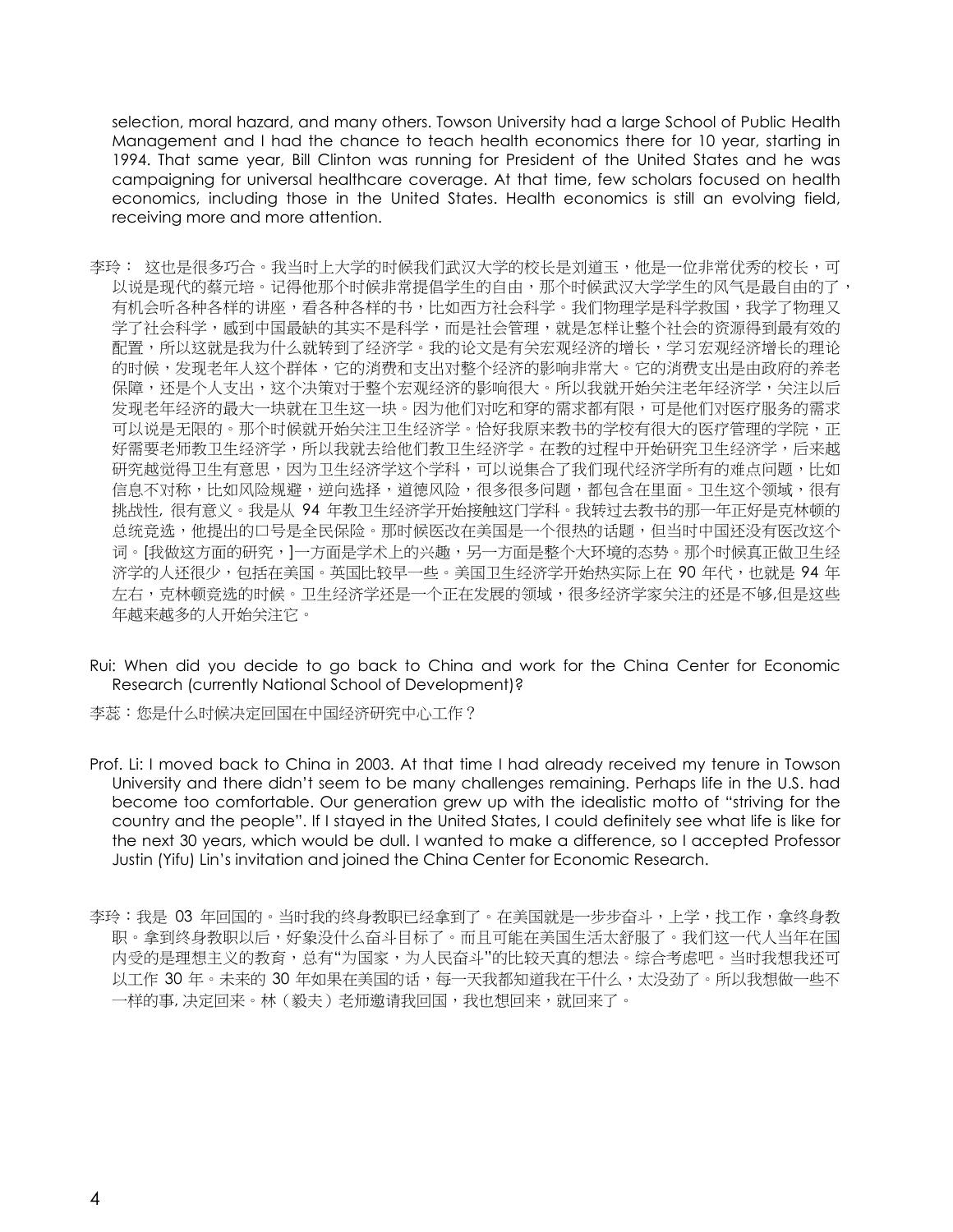selection, moral hazard, and many others. Towson University had a large School of Public Health Management and I had the chance to teach health economics there for 10 year, starting in 1994. That same year, Bill Clinton was running for President of the United States and he was campaigning for universal healthcare coverage. At that time, few scholars focused on health economics, including those in the United States. Health economics is still an evolving field, receiving more and more attention.

李玲： 这也是很多巧合。我当时上大学的时候我们武汉大学的校长是刘道玉，他是一位非常优秀的校长，可以说是现代的蔡元培。记得他那个时候非常提倡学生的自由，那个时候武汉大学学生的风气是最自由的了，有机会听各种各样的讲座，看各种各样的书，比如西方社会科学。我们物理学是科学救国，我学了物理又学了社会科学，感到中国最缺的其实不是科学，而是社会管理，就是怎样让整个社会的资源得到最有效的配置，所以这就是我为什么就转到了经济学。我的论文是有关宏观经济的增长，学习宏观经济增长的理论的时候，发现老年人这个群体，它的消费和支出对整个经济的影响非常大。它的消费支出是由政府的养老保障，还是个人支出，这个决策对于整个宏观经济的影响很大。所以我就开始关注老年经济学，关注以后发现老年经济的最大一块就在卫生这一块。因为他们对吃和穿的需求都有限，可是他们对医疗服务的需求可以说是无限的。那个时候就开始关注卫生经济学。恰好我原来教书的学校有很大的医疗管理的学院，正好需要老师教卫生经济学，所以我就去给他们教卫生经济学。在教的过程中开始研究卫生经济学，后来越研究越觉得卫生有意思，因为卫生经济学这个学科，可以说集合了我们现代经济学所有的难点问题，比如信息不对称，比如风险规避，逆向选择，道德风险，很多很多问题，都包含在里面。卫生这个领域，很有挑战性, 很有意义。我是从 94 年教卫生经济学开始接触这门学科。我转过去教书的那一年正好是克林顿的总统竞选，他提出的口号是全民保险。那时候医改在美国是一个很热的话题，但当时中国还没有医改这个词。[我做这方面的研究，]一方面是学术上的兴趣，另一方面是整个大环境的态势。那个时候真正做卫生经济学的人还很少，包括在美国。英国比较早一些。美国卫生经济学开始热实际上在 90 年代，也就是 94 年左右，克林顿竞选的时候。卫生经济学还是一个正在发展的领域，很多经济学家关注的还是不够,但是这些年越来越多的人开始关注它。

Rui: When did you decide to go back to China and work for the China Center for Economic Research (currently National School of Development)?

李蕊：您是什么时候决定回国在中国经济研究中心工作？

Prof. Li: I moved back to China in 2003. At that time I had already received my tenure in Towson University and there didn't seem to be many challenges remaining. Perhaps life in the U.S. had become too comfortable. Our generation grew up with the idealistic motto of "striving for the country and the people". If I stayed in the United States, I could definitely see what life is like for the next 30 years, which would be dull. I wanted to make a difference, so I accepted Professor Justin (Yifu) Lin's invitation and joined the China Center for Economic Research.

李玲：我是 03 年回国的。当时我的终身教职已经拿到了。在美国就是一步步奋斗，上学，找工作，拿终身教职。拿到终身教职以后，好象没什么奋斗目标了。而且可能在美国生活太舒服了。我们这一代人当年在国内受的是理想主义的教育，总有"为国家，为人民奋斗"的比较天真的想法。综合考虑吧。当时我想我还可以工作 30 年。未来的 30 年如果在美国的话，每一天我都知道我在干什么，太没劲了。所以我想做一些不一样的事, 决定回来。林（毅夫）老师邀请我回国，我也想回来，就回来了。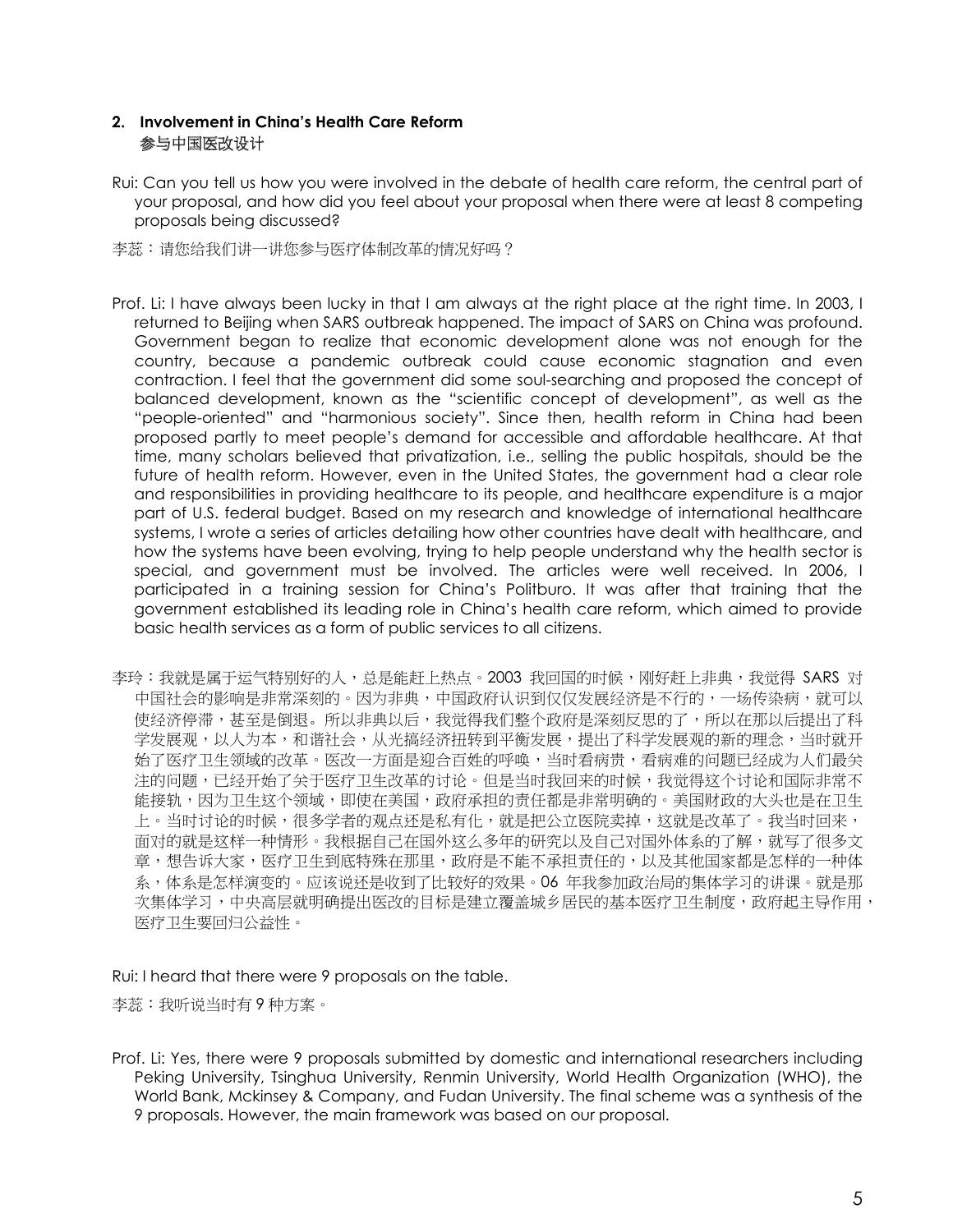## 2. Involvement in China's Health Care Reform

## 参与中国医改设计

Rui: Can you tell us how you were involved in the debate of health care reform, the central part of your proposal, and how did you feel about your proposal when there were at least 8 competing proposals being discussed?

李蕊：请您给我们讲一讲您参与医疗体制改革的情况好吗？

Prof. Li: I have always been lucky in that I am always at the right place at the right time. In 2003, I returned to Beijing when SARS outbreak happened. The impact of SARS on China was profound. Government began to realize that economic development alone was not enough for the country, because a pandemic outbreak could cause economic stagnation and even contraction. I feel that the government did some soul-searching and proposed the concept of balanced development, known as the "scientific concept of development", as well as the "people-oriented" and "harmonious society". Since then, health reform in China had been proposed partly to meet people's demand for accessible and affordable healthcare. At that time, many scholars believed that privatization, i.e., selling the public hospitals, should be the future of health reform. However, even in the United States, the government had a clear role and responsibilities in providing healthcare to its people, and healthcare expenditure is a major part of U.S. federal budget. Based on my research and knowledge of international healthcare systems, I wrote a series of articles detailing how other countries have dealt with healthcare, and how the systems have been evolving, trying to help people understand why the health sector is special, and government must be involved. The articles were well received. In 2006, I participated in a training session for China's Politburo. It was after that training that the government established its leading role in China's health care reform, which aimed to provide basic health services as a form of public services to all citizens.

李玲：我就是属于运气特别好的人，总是能赶上热点。2003 我回国的时候，刚好赶上非典，我觉得 SARS 对中国社会的影响是非常深刻的。因为非典，中国政府认识到仅仅发展经济是不行的，一场传染病，就可以使经济停滞，甚至是倒退。所以非典以后，我觉得我们整个政府是深刻反思的了，所以在那以后提出了科学发展观，以人为本，和谐社会，从光搞经济扭转到平衡发展，提出了科学发展观的新的理念，当时就开始了医疗卫生领域的改革。医改一方面是迎合百姓的呼唤，当时看病贵，看病难的问题已经成为人们最关注的问题，已经开始了关于医疗卫生改革的讨论。但是当时我回来的时候，我觉得这个讨论和国际非常不能接轨，因为卫生这个领域，即使在美国，政府承担的责任都是非常明确的。美国财政的大头也是在卫生上。当时讨论的时候，很多学者的观点还是私有化，就是把公立医院卖掉，这就是改革了。我当时回来，面对的就是这样一种情形。我根据自己在国外这么多年的研究以及自己对国外体系的了解，就写了很多文章，想告诉大家，医疗卫生到底特殊在那里，政府是不能不承担责任的，以及其他国家都是怎样的一种体系，体系是怎样演变的。应该说还是收到了比较好的效果。06 年我参加政治局的集体学习的讲课。就是那次集体学习，中央高层就明确提出医改的目标是建立覆盖城乡居民的基本医疗卫生制度，政府起主导作用，医疗卫生要回归公益性。

Rui: I heard that there were 9 proposals on the table.

李蕊：我听说当时有 9 种方案。

Prof. Li: Yes, there were 9 proposals submitted by domestic and international researchers including Peking University, Tsinghua University, Renmin University, World Health Organization (WHO), the World Bank, Mckinsey & Company, and Fudan University. The final scheme was a synthesis of the 9 proposals. However, the main framework was based on our proposal.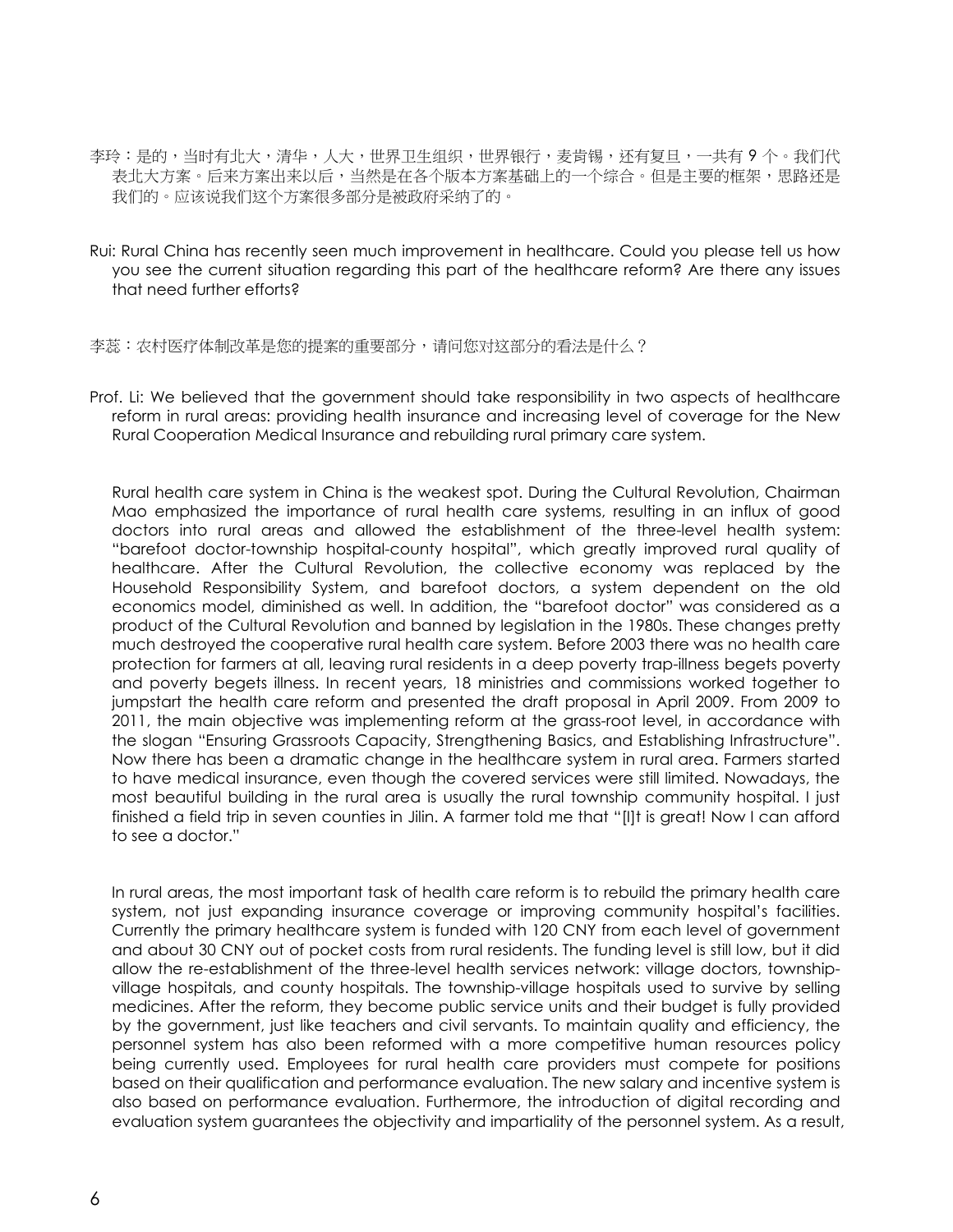李玲：是的，当时有北大，清华，人大，世界卫生组织，世界银行，麦肯锡，还有复旦，一共有 9 个。我们代表北大方案。后来方案出来以后，当然是在各个版本方案基础上的一个综合。但是主要的框架，思路还是我们的。应该说我们这个方案很多部分是被政府采纳了的。

Rui: Rural China has recently seen much improvement in healthcare. Could you please tell us how you see the current situation regarding this part of the healthcare reform? Are there any issues that need further efforts?

李蕊：农村医疗体制改革是您的提案的重要部分，请问您对这部分的看法是什么？

Prof. Li: We believed that the government should take responsibility in two aspects of healthcare reform in rural areas: providing health insurance and increasing level of coverage for the New Rural Cooperation Medical Insurance and rebuilding rural primary care system.

Rural health care system in China is the weakest spot. During the Cultural Revolution, Chairman Mao emphasized the importance of rural health care systems, resulting in an influx of good doctors into rural areas and allowed the establishment of the three-level health system: "barefoot doctor-township hospital-county hospital", which greatly improved rural quality of healthcare. After the Cultural Revolution, the collective economy was replaced by the Household Responsibility System, and barefoot doctors, a system dependent on the old economics model, diminished as well. In addition, the "barefoot doctor" was considered as a product of the Cultural Revolution and banned by legislation in the 1980s. These changes pretty much destroyed the cooperative rural health care system. Before 2003 there was no health care protection for farmers at all, leaving rural residents in a deep poverty trap-illness begets poverty and poverty begets illness. In recent years, 18 ministries and commissions worked together to jumpstart the health care reform and presented the draft proposal in April 2009. From 2009 to 2011, the main objective was implementing reform at the grass-root level, in accordance with the slogan "Ensuring Grassroots Capacity, Strengthening Basics, and Establishing Infrastructure". Now there has been a dramatic change in the healthcare system in rural area. Farmers started to have medical insurance, even though the covered services were still limited. Nowadays, the most beautiful building in the rural area is usually the rural township community hospital. I just finished a field trip in seven counties in Jilin. A farmer told me that "[I]t is great! Now I can afford to see a doctor."

In rural areas, the most important task of health care reform is to rebuild the primary health care system, not just expanding insurance coverage or improving community hospital's facilities. Currently the primary healthcare system is funded with 120 CNY from each level of government and about 30 CNY out of pocket costs from rural residents. The funding level is still low, but it did allow the re-establishment of the three-level health services network: village doctors, township-village hospitals, and county hospitals. The township-village hospitals used to survive by selling medicines. After the reform, they become public service units and their budget is fully provided by the government, just like teachers and civil servants. To maintain quality and efficiency, the personnel system has also been reformed with a more competitive human resources policy being currently used. Employees for rural health care providers must compete for positions based on their qualification and performance evaluation. The new salary and incentive system is also based on performance evaluation. Furthermore, the introduction of digital recording and evaluation system guarantees the objectivity and impartiality of the personnel system. As a result,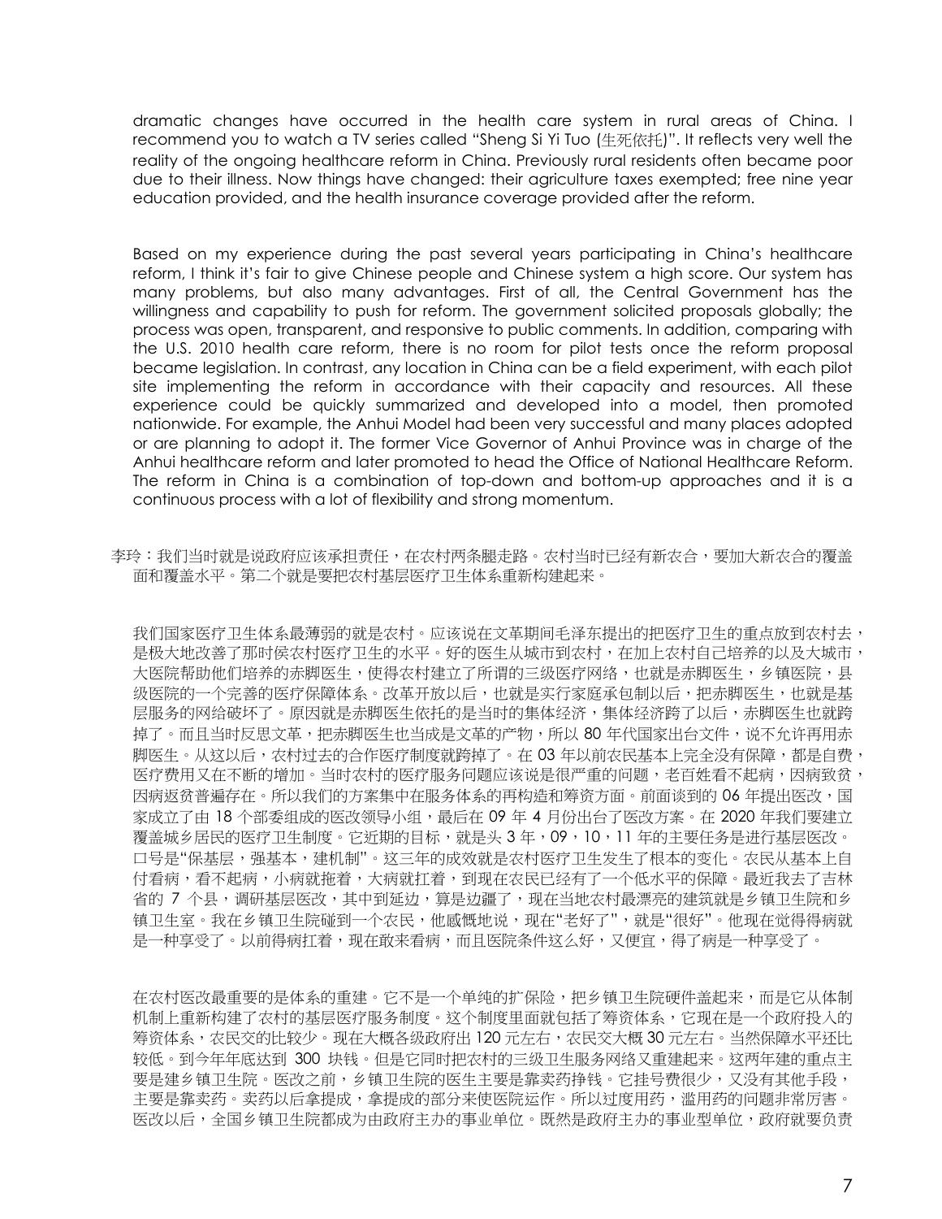dramatic changes have occurred in the health care system in rural areas of China. I recommend you to watch a TV series called “Sheng Si Yi Tuo (生死依托)”. It reflects very well the reality of the ongoing healthcare reform in China. Previously rural residents often became poor due to their illness. Now things have changed: their agriculture taxes exempted; free nine year education provided, and the health insurance coverage provided after the reform.

Based on my experience during the past several years participating in China’s healthcare reform, I think it’s fair to give Chinese people and Chinese system a high score. Our system has many problems, but also many advantages. First of all, the Central Government has the willingness and capability to push for reform. The government solicited proposals globally; the process was open, transparent, and responsive to public comments. In addition, comparing with the U.S. 2010 health care reform, there is no room for pilot tests once the reform proposal became legislation. In contrast, any location in China can be a field experiment, with each pilot site implementing the reform in accordance with their capacity and resources. All these experience could be quickly summarized and developed into a model, then promoted nationwide. For example, the Anhui Model had been very successful and many places adopted or are planning to adopt it. The former Vice Governor of Anhui Province was in charge of the Anhui healthcare reform and later promoted to head the Office of National Healthcare Reform. The reform in China is a combination of top-down and bottom-up approaches and it is a continuous process with a lot of flexibility and strong momentum.

李玲：我们当时就是说政府应该承担责任，在农村两条腿走路。农村当时已经有新农合，要加大新农合的覆盖面和覆盖水平。第二个就是要把农村基层医疗卫生体系重新构建起来。

我们国家医疗卫生体系最薄弱的就是农村。应该说在文革期间毛泽东提出的把医疗卫生的重点放到农村去，是极大地改善了那时侯农村医疗卫生的水平。好的医生从城市到农村，在加上农村自己培养的以及大城市，大医院帮助他们培养的赤脚医生，使得农村建立了所谓的三级医疗网络，也就是赤脚医生，乡镇医院，县级医院的一个完善的医疗保障体系。改革开放以后，也就是实行家庭承包制以后，把赤脚医生，也就是基层服务的网络破坏了。原因就是赤脚医生依托的是当时的集体经济，集体经济跨了以后，赤脚医生也就跨掉了。而且当时反思文革，把赤脚医生也当成是文革的产物，所以 80 年代国家出台文件，说不允许再用赤脚医生。从这以后，农村过去的合作医疗制度就跨掉了。在 03 年以前农民基本上完全没有保障，都是自费，医疗费用又在不断的增加。当时农村的医疗服务问题应该说是很严重的问题，老百姓看不起病，因病致贫，因病返贫普遍存在。所以我们的方案集中在服务体系的再构造和筹资方面。前面谈到的 06 年提出医改，国家成立了由 18 个部委组成的医改领导小组，最后在 09 年 4 月份出台了医改方案。在 2020 年我们要建立覆盖城乡居民的医疗卫生制度。它近期的目标，就是头 3 年，09，10，11 年的主要任务是进行基层医改。口号是“保基层，强基本，建机制”。这三年的成效就是农村医疗卫生发生了根本的变化。农民从基本上自付看病，看不起病，小病就拖着，大病就扛着，到现在农民已经有了一个低水平的保障。最近我去了吉林省的 7 个县，调研基层医改，其中到延边，算是边疆了，现在当地农村最漂亮的建筑就是乡镇卫生院和乡镇卫生室。我在乡镇卫生院碰到一个农民，他感慨地说，现在“老好了”，就是“很好”。他现在觉得得病就是一种享受了。以前得病扛着，现在敢来看病，而且医院条件这么好，又便宜，得了病是一种享受了。

在农村医改最重要的是体系的重建。它不是一个单纯的扩保险，把乡镇卫生院硬件盖起来，而是它从体制机制上重新构建了农村的基层医疗服务制度。这个制度里面就包括了筹资体系，它现在是一个政府投入的筹资体系，农民交的比较少。现在大概各级政府出 120 元左右，农民交大概 30 元左右。当然保障水平还比较低。到今年年底达到 300 块钱。但是它同时把农村的三级卫生服务网络又重建起来。这两年建的重点主要是建乡镇卫生院。医改之前，乡镇卫生院的医生主要是靠卖药挣钱。它挂号费很少，又没有其他手段，主要是靠卖药。卖药以后拿提成，拿提成的部分来使医院运作。所以过度用药，滥用药的问题非常厉害。医改以后，全国乡镇卫生院都成为由政府主办的事业单位。既然是政府主办的事业型单位，政府就要负责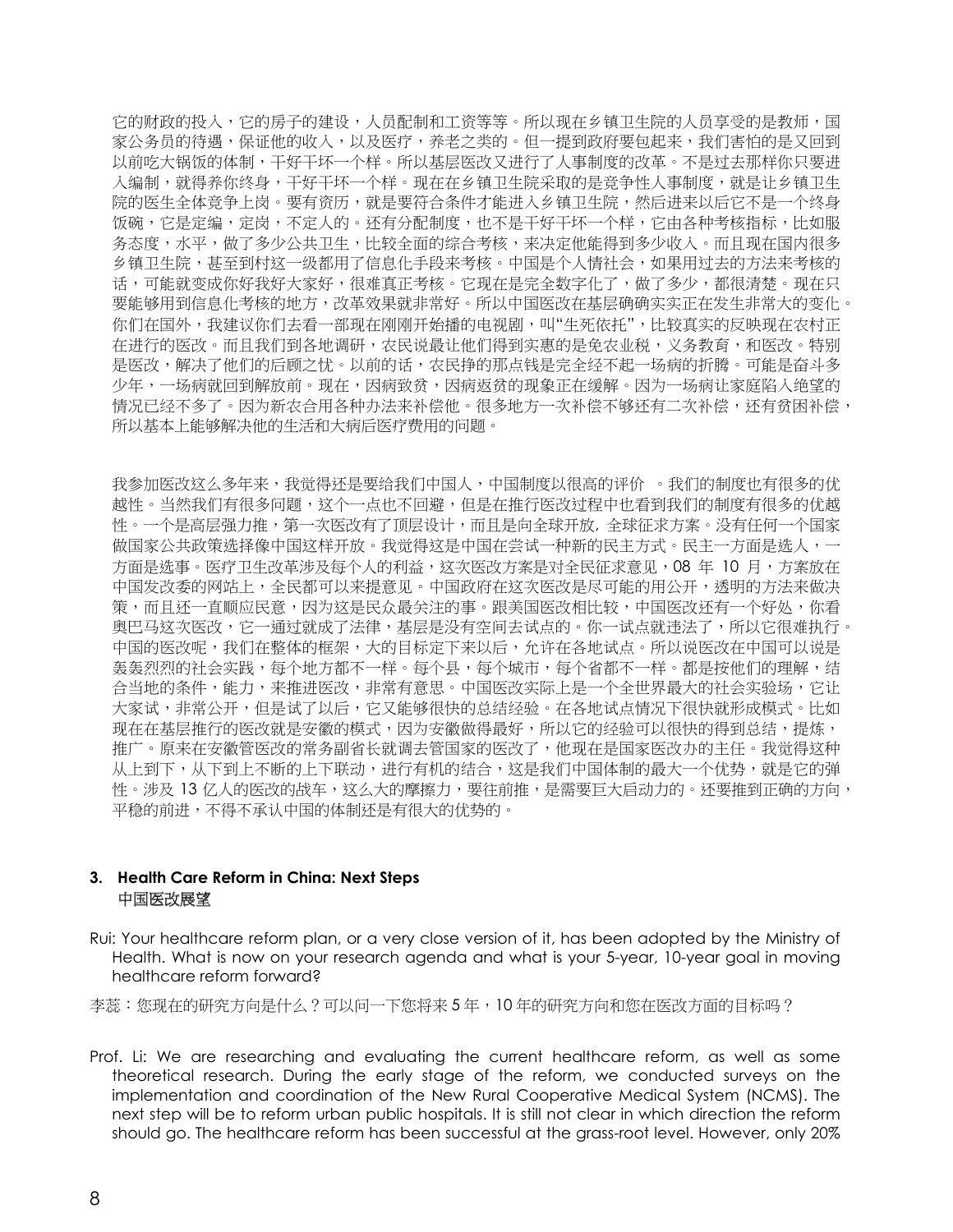它的财政的投入，它的房子的建设，人员配制和工资等等。所以现在乡镇卫生院的人员享受的是教师，国家公务员的待遇，保证他的收入，以及医疗，养老之类的。但一提到政府要包起来，我们害怕的是又回到以前吃大锅饭的体制，干好干坏一个样。所以基层医改又进行了人事制度的改革。不是过去那样你只要进入编制，就得养你终身，干好干坏一个样。现在在乡镇卫生院采取的是竞争性人事制度，就是让乡镇卫生院的医生全体竞争上岗。要有资历，就是要符合条件才能进入乡镇卫生院，然后进来以后它不是一个终身饭碗，它是定编，定岗，不定人的。还有分配制度，也不是干好干坏一个样，它由各种考核指标，比如服务态度，水平，做了多少公共卫生，比较全面的综合考核，来决定他能得到多少收入。而且现在国内很多乡镇卫生院，甚至到村这一级都用了信息化手段来考核。中国是个人情社会，如果用过去的方法来考核的话，可能就变成你好我好大家好，很难真正考核。它现在是完全数字化了，做了多少，都很清楚。现在只要能够用到信息化考核的地方，改革效果就非常好。所以中国医改在基层确确实实正在发生非常大的变化。你们在国外，我建议你们去看一部现在刚刚开始播的电视剧，叫"生死依托"，比较真实的反映现在农村正在进行的医改。而且我们到各地调研，农民说最让他们得到实惠的是免农业税，义务教育，和医改。特别是医改，解决了他们的后顾之忧。以前的话，农民挣的那点钱是完全经不起一场病的折腾。可能是奋斗多少年，一场病就回到解放前。现在，因病致贫，因病返贫的现象正在缓解。因为一场病让家庭陷入绝望的情况已经不多了。因为新农合用各种办法来补偿他。很多地方一次补偿不够还有二次补偿，还有贫困补偿，所以基本上能够解决他的生活和大病后医疗费用的问题。

我参加医改这么多年来，我觉得还是要给我们中国人，中国制度以很高的评价 。我们的制度也有很多的优越性。当然我们有很多问题，这个一点也不回避，但是在推行医改过程中也看到我们的制度有很多的优越性。一个是高层强力推，第一次医改有了顶层设计，而且是向全球开放，全球征求方案。没有任何一个国家做国家公共政策选择像中国这样开放。我觉得这是中国在尝试一种新的民主方式。民主一方面是选人，一方面是选事。医疗卫生改革涉及每个人的利益，这次医改方案是对全民征求意见，08 年 10 月，方案放在中国发改委的网站上，全民都可以来提意见。中国政府在这次医改是尽可能的用公开，透明的方法来做决策，而且还一直顺应民意，因为这是民众最关注的事。跟美国医改相比较，中国医改还有一个好处，你看奥巴马这次医改，它一通过就成了法律，基层是没有空间去试点的。你一试点就违法了，所以它很难执行。中国的医改呢，我们在整体的框架，大的目标定下来以后，允许在各地试点。所以说医改在中国可以说是轰轰烈烈的社会实践，每个地方都不一样。每个县，每个城市，每个省都不一样。都是按他们的理解，结合当地的条件，能力，来推进医改，非常有意思。中国医改实际上是一个全世界最大的社会实验场，它让大家试，非常公开，但是试了以后，它又能够很快的总结经验。在各地试点情况下很快就形成模式。比如现在在基层推行的医改就是安徽的模式，因为安徽做得最好，所以它的经验可以很快的得到总结，提炼，推广。原来在安徽管医改的常务副省长就调去管国家的医改了，他现在是国家医改办的主任。我觉得这种从上到下，从下到上不断的上下联动，进行有机的结合，这是我们中国体制的最大一个优势，就是它的弹性。涉及 13 亿人的医改的战车，这么大的摩擦力，要往前推，是需要巨大启动力的。还要推到正确的方向，平稳的前进，不得不承认中国的体制还是有很大的优势的。

### 3. Health Care Reform in China: Next Steps
### 中国医改展望

Rui: Your healthcare reform plan, or a very close version of it, has been adopted by the Ministry of Health. What is now on your research agenda and what is your 5-year, 10-year goal in moving healthcare reform forward?

李蕊：您现在的研究方向是什么？可以问一下您将来 5 年，10 年的研究方向和您在医改方面的目标吗？

Prof. Li: We are researching and evaluating the current healthcare reform, as well as some theoretical research. During the early stage of the reform, we conducted surveys on the implementation and coordination of the New Rural Cooperative Medical System (NCMS). The next step will be to reform urban public hospitals. It is still not clear in which direction the reform should go. The healthcare reform has been successful at the grass-root level. However, only 20%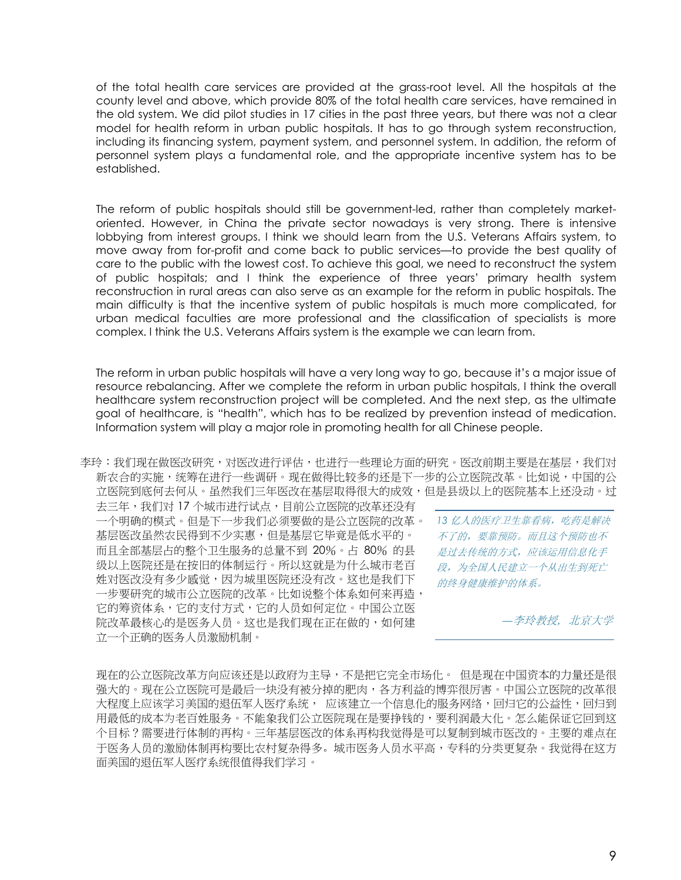of the total health care services are provided at the grass-root level. All the hospitals at the county level and above, which provide 80% of the total health care services, have remained in the old system. We did pilot studies in 17 cities in the past three years, but there was not a clear model for health reform in urban public hospitals. It has to go through system reconstruction, including its financing system, payment system, and personnel system. In addition, the reform of personnel system plays a fundamental role, and the appropriate incentive system has to be established.

The reform of public hospitals should still be government-led, rather than completely market-oriented. However, in China the private sector nowadays is very strong. There is intensive lobbying from interest groups. I think we should learn from the U.S. Veterans Affairs system, to move away from for-profit and come back to public services—to provide the best quality of care to the public with the lowest cost. To achieve this goal, we need to reconstruct the system of public hospitals; and I think the experience of three years' primary health system reconstruction in rural areas can also serve as an example for the reform in public hospitals. The main difficulty is that the incentive system of public hospitals is much more complicated, for urban medical faculties are more professional and the classification of specialists is more complex. I think the U.S. Veterans Affairs system is the example we can learn from.

The reform in urban public hospitals will have a very long way to go, because it's a major issue of resource rebalancing. After we complete the reform in urban public hospitals, I think the overall healthcare system reconstruction project will be completed. And the next step, as the ultimate goal of healthcare, is "health", which has to be realized by prevention instead of medication. Information system will play a major role in promoting health for all Chinese people.

李玲：我们现在做医改研究，对医改进行评估，也进行一些理论方面的研究。医改前期主要是在基层，我们对新农合的实施，统筹在进行一些调研。现在做得比较多的还是下一步的公立医院改革。比如说，中国的公立医院到底何去何从。虽然我们三年医改在基层取得很大的成效，但是县级以上的医院基本上还没动。过去三年，我们对 17 个城市进行试点，目前公立医院的改革还没有一个明确的模式。但是下一步我们必须要做的是公立医院的改革。基层医改虽然农民得到不少实惠，但是基层它毕竟是低水平的。而且全部基层占的整个卫生服务的总量不到 20%。占 80% 的县级以上医院还是在按旧的体制运行。所以这就是为什么城市老百姓对医改没有多少感觉，因为城里医院还没有改。这也是我们下一步要研究的城市公立医院的改革。比如说整个体系如何来再造，它的筹资体系，它的支付方式，它的人员如何定位。中国公立医院改革最核心的是医务人员。这也是我们现在正在做的，如何建立一个正确的医务人员激励机制。

> *13 亿人的医疗卫生靠看病，吃药是解决不了的，要靠预防。而且这个预防也不是过去传统的方式，应该运用信息化手段，为全国人民建立一个从出生到死亡的终身健康维护的体系。*
>
> *—李玲教授，北京大学*

现在的公立医院改革方向应该还是以政府为主导，不是把它完全市场化。 但是现在中国资本的力量还是很强大的。现在公立医院可是最后一块没有被分掉的肥肉，各方利益的博弈很厉害。中国公立医院的改革很大程度上应该学习美国的退伍军人医疗系统， 应该建立一个信息化的服务网络，回归它的公益性，回归到用最低的成本为老百姓服务。不能象我们公立医院现在是要挣钱的，要利润最大化。怎么能保证它回到这个目标？需要进行体制的再构。三年基层医改的体系再构我觉得是可以复制到城市医改的。主要的难点在于医务人员的激励体制再构要比农村复杂得多。城市医务人员水平高，专科的分类更复杂。我觉得在这方面美国的退伍军人医疗系统很值得我们学习。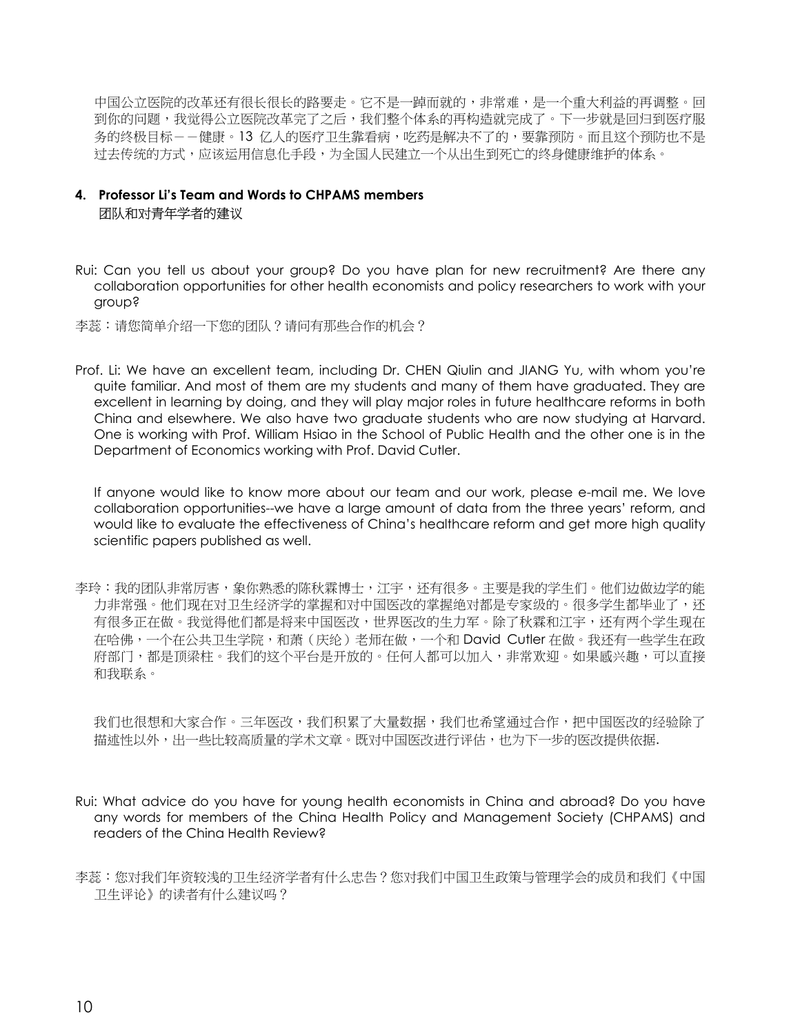中国公立医院的改革还有很长很长的路要走。它不是一蹴而就的，非常难，是一个重大利益的再调整。回到你的问题，我觉得公立医院改革完了之后，我们整个体系的再构造就完成了。下一步就是回归到医疗服务的终极目标－－健康。13 亿人的医疗卫生靠看病，吃药是解决不了的，要靠预防。而且这个预防也不是过去传统的方式，应该运用信息化手段，为全国人民建立一个从出生到死亡的终身健康维护的体系。

## 4. Professor Li's Team and Words to CHPAMS members

## 团队和对青年学者的建议

Rui: Can you tell us about your group? Do you have plan for new recruitment? Are there any collaboration opportunities for other health economists and policy researchers to work with your group?

李蕊：请您简单介绍一下您的团队？请问有那些合作的机会？

Prof. Li: We have an excellent team, including Dr. CHEN Qiulin and JIANG Yu, with whom you're quite familiar. And most of them are my students and many of them have graduated. They are excellent in learning by doing, and they will play major roles in future healthcare reforms in both China and elsewhere. We also have two graduate students who are now studying at Harvard. One is working with Prof. William Hsiao in the School of Public Health and the other one is in the Department of Economics working with Prof. David Cutler.

If anyone would like to know more about our team and our work, please e-mail me. We love collaboration opportunities--we have a large amount of data from the three years' reform, and would like to evaluate the effectiveness of China's healthcare reform and get more high quality scientific papers published as well.

李玲：我的团队非常厉害，象你熟悉的陈秋霖博士，江宇，还有很多。主要是我的学生们。他们边做边学的能力非常强。他们现在对卫生经济学的掌握和对中国医改的掌握绝对都是专家级的。很多学生都毕业了，还有很多正在做。我觉得他们都是将来中国医改，世界医改的生力军。除了秋霖和江宇，还有两个学生现在在哈佛，一个在公共卫生学院，和萧（庆纶）老师在做，一个和 David Cutler 在做。我还有一些学生在政府部门，都是顶梁柱。我们的这个平台是开放的。任何人都可以加入，非常欢迎。如果感兴趣，可以直接和我联系。

我们也很想和大家合作。三年医改，我们积累了大量数据，我们也希望通过合作，把中国医改的经验除了描述性以外，出一些比较高质量的学术文章。既对中国医改进行评估，也为下一步的医改提供依据.

Rui: What advice do you have for young health economists in China and abroad? Do you have any words for members of the China Health Policy and Management Society (CHPAMS) and readers of the China Health Review?

李蕊：您对我们年资较浅的卫生经济学者有什么忠告？您对我们中国卫生政策与管理学会的成员和我们《中国卫生评论》的读者有什么建议吗？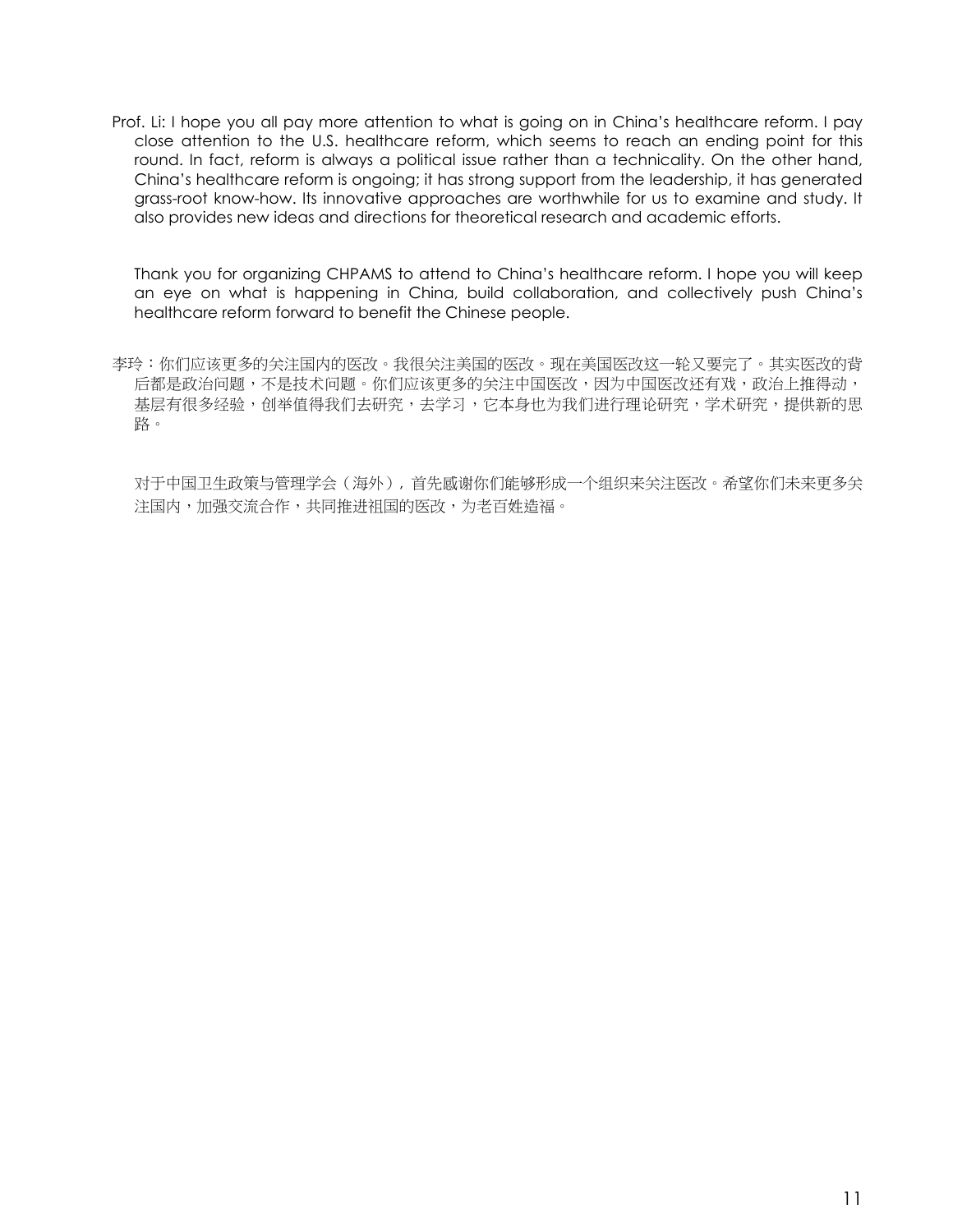Prof. Li: I hope you all pay more attention to what is going on in China's healthcare reform. I pay close attention to the U.S. healthcare reform, which seems to reach an ending point for this round. In fact, reform is always a political issue rather than a technicality. On the other hand, China's healthcare reform is ongoing; it has strong support from the leadership, it has generated grass-root know-how. Its innovative approaches are worthwhile for us to examine and study. It also provides new ideas and directions for theoretical research and academic efforts.

Thank you for organizing CHPAMS to attend to China's healthcare reform. I hope you will keep an eye on what is happening in China, build collaboration, and collectively push China's healthcare reform forward to benefit the Chinese people.

李玲：你们应该更多的关注国内的医改。我很关注美国的医改。现在美国医改这一轮又要完了。其实医改的背后都是政治问题，不是技术问题。你们应该更多的关注中国医改，因为中国医改还有戏，政治上推得动，基层有很多经验，创举值得我们去研究，去学习，它本身也为我们进行理论研究，学术研究，提供新的思路。

对于中国卫生政策与管理学会（海外），首先感谢你们能够形成一个组织来关注医改。希望你们未来更多关注国内，加强交流合作，共同推进祖国的医改，为老百姓造福。